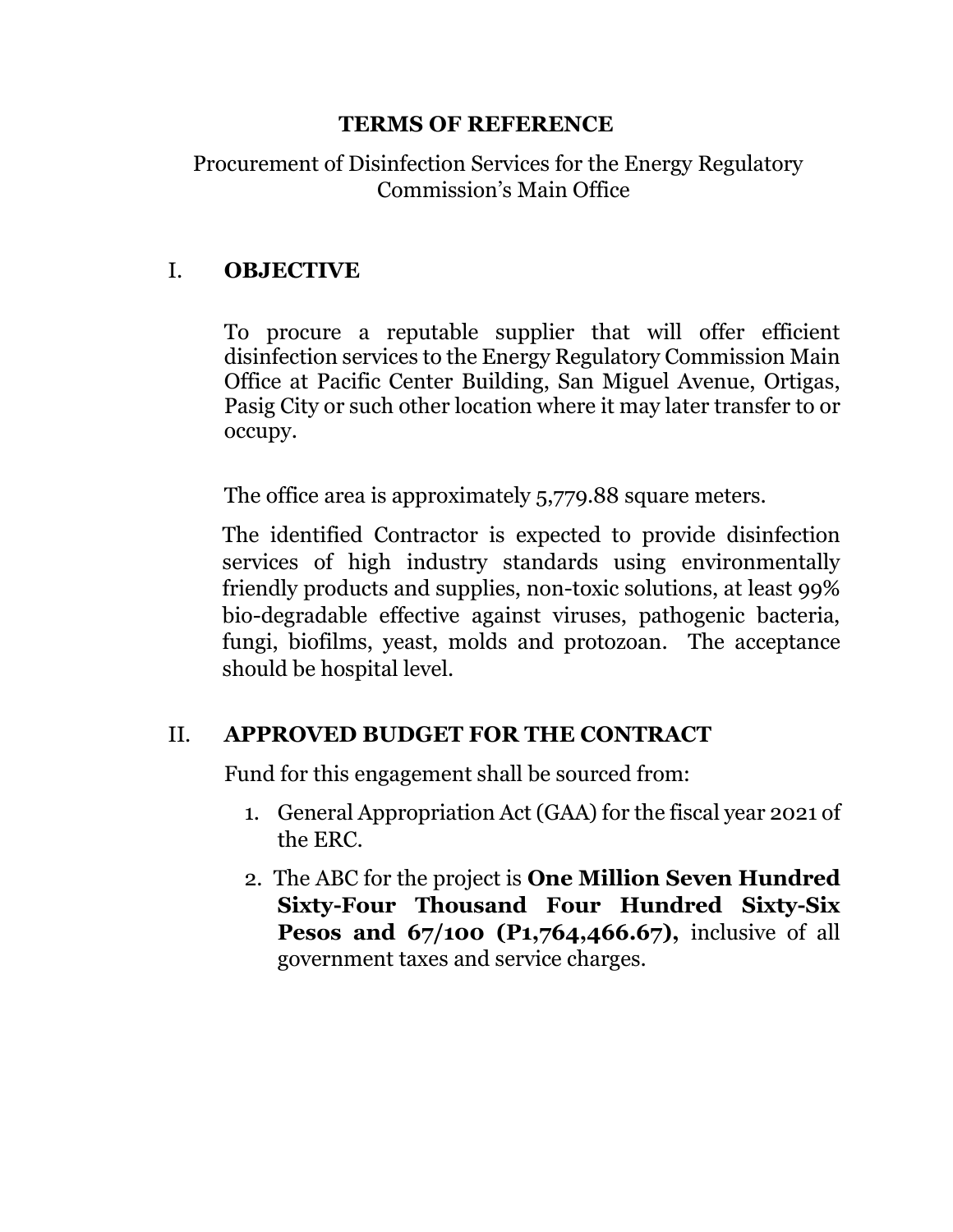# TERMS OF REFERENCE

Procurement of Disinfection Services for the Energy Regulatory Commission's Main Office

## I. OBJECTIVE

To procure a reputable supplier that will offer efficient disinfection services to the Energy Regulatory Commission Main Office at Pacific Center Building, San Miguel Avenue, Ortigas, Pasig City or such other location where it may later transfer to or occupy.

The office area is approximately 5,779.88 square meters.

The identified Contractor is expected to provide disinfection services of high industry standards using environmentally friendly products and supplies, non-toxic solutions, at least 99% bio-degradable effective against viruses, pathogenic bacteria, fungi, biofilms, yeast, molds and protozoan. The acceptance should be hospital level.

## II. APPROVED BUDGET FOR THE CONTRACT

Fund for this engagement shall be sourced from:

1. General Appropriation Act (GAA) for the fiscal year 2021 of the ERC.
2. The ABC for the project is **One Million Seven Hundred Sixty-Four Thousand Four Hundred Sixty-Six Pesos and 67/100 (P1,764,466.67),** inclusive of all government taxes and service charges.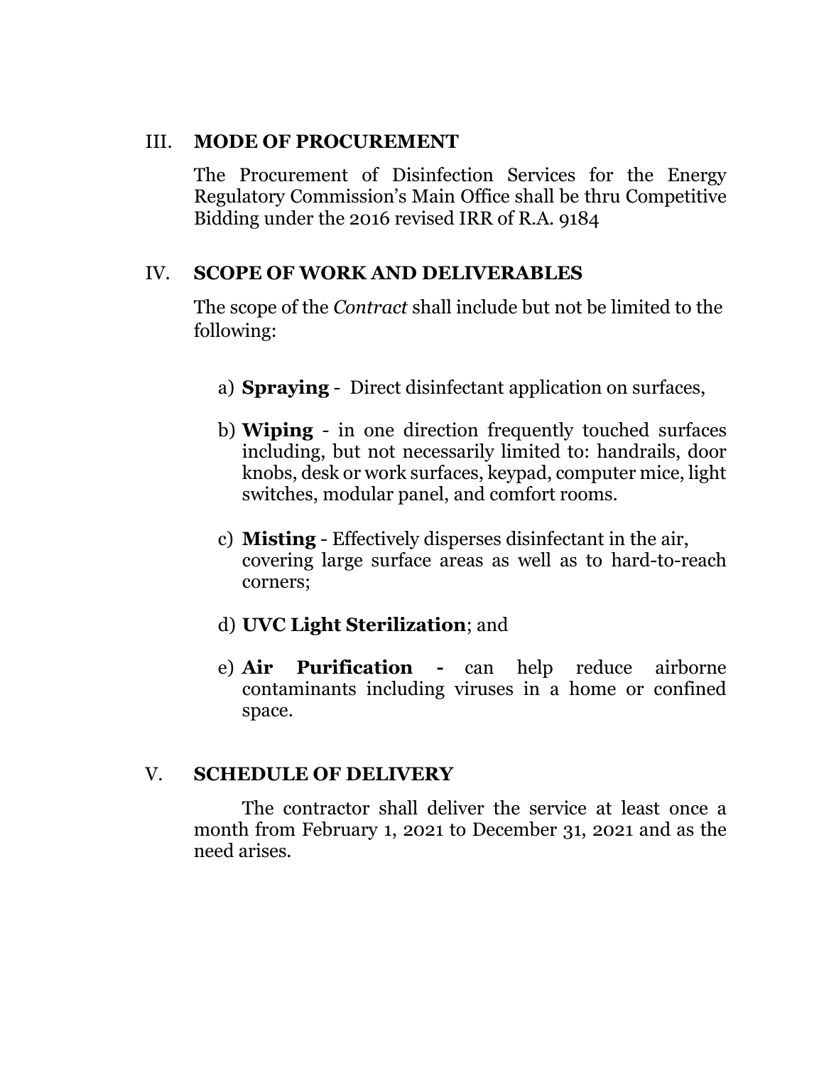## III. MODE OF PROCUREMENT

The Procurement of Disinfection Services for the Energy Regulatory Commission's Main Office shall be thru Competitive Bidding under the 2016 revised IRR of R.A. 9184

## IV. SCOPE OF WORK AND DELIVERABLES

The scope of the *Contract* shall include but not be limited to the following:

a) **Spraying** - Direct disinfectant application on surfaces,

b) **Wiping** - in one direction frequently touched surfaces including, but not necessarily limited to: handrails, door knobs, desk or work surfaces, keypad, computer mice, light switches, modular panel, and comfort rooms.

c) **Misting** - Effectively disperses disinfectant in the air, covering large surface areas as well as to hard-to-reach corners;

d) **UVC Light Sterilization**; and

e) **Air Purification -** can help reduce airborne contaminants including viruses in a home or confined space.

## V. SCHEDULE OF DELIVERY

The contractor shall deliver the service at least once a month from February 1, 2021 to December 31, 2021 and as the need arises.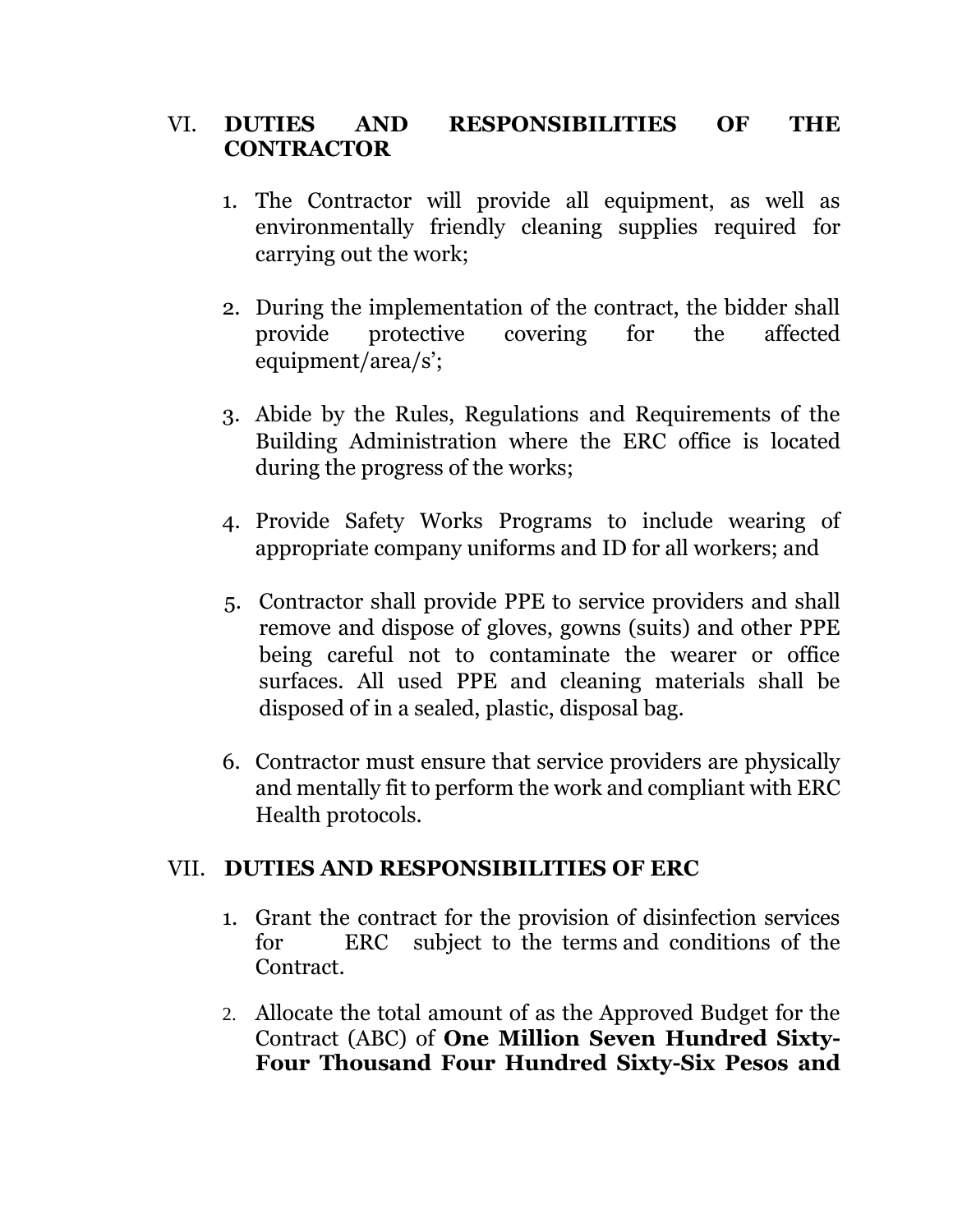## VI. DUTIES AND RESPONSIBILITIES OF THE CONTRACTOR

1. The Contractor will provide all equipment, as well as environmentally friendly cleaning supplies required for carrying out the work;
2. During the implementation of the contract, the bidder shall provide protective covering for the affected equipment/area/s';
3. Abide by the Rules, Regulations and Requirements of the Building Administration where the ERC office is located during the progress of the works;
4. Provide Safety Works Programs to include wearing of appropriate company uniforms and ID for all workers; and
5. Contractor shall provide PPE to service providers and shall remove and dispose of gloves, gowns (suits) and other PPE being careful not to contaminate the wearer or office surfaces. All used PPE and cleaning materials shall be disposed of in a sealed, plastic, disposal bag.
6. Contractor must ensure that service providers are physically and mentally fit to perform the work and compliant with ERC Health protocols.

## VII. DUTIES AND RESPONSIBILITIES OF ERC

1. Grant the contract for the provision of disinfection services for ERC subject to the terms and conditions of the Contract.
2. Allocate the total amount of as the Approved Budget for the Contract (ABC) of **One Million Seven Hundred Sixty-Four Thousand Four Hundred Sixty-Six Pesos and**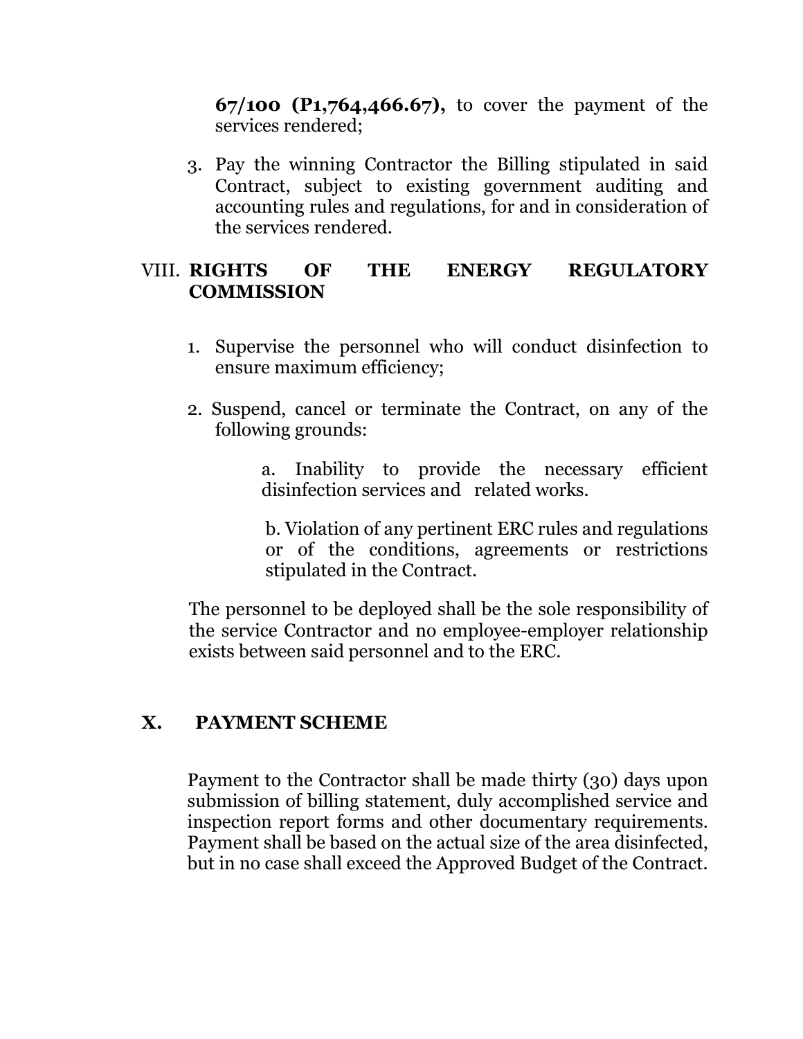**67/100 (P1,764,466.67),** to cover the payment of the services rendered;

3. Pay the winning Contractor the Billing stipulated in said Contract, subject to existing government auditing and accounting rules and regulations, for and in consideration of the services rendered.

## VIII. RIGHTS OF THE ENERGY REGULATORY COMMISSION

1. Supervise the personnel who will conduct disinfection to ensure maximum efficiency;
2. Suspend, cancel or terminate the Contract, on any of the following grounds:

   a. Inability to provide the necessary efficient disinfection services and related works.

   b. Violation of any pertinent ERC rules and regulations or of the conditions, agreements or restrictions stipulated in the Contract.

The personnel to be deployed shall be the sole responsibility of the service Contractor and no employee-employer relationship exists between said personnel and to the ERC.

## X. PAYMENT SCHEME

Payment to the Contractor shall be made thirty (30) days upon submission of billing statement, duly accomplished service and inspection report forms and other documentary requirements. Payment shall be based on the actual size of the area disinfected, but in no case shall exceed the Approved Budget of the Contract.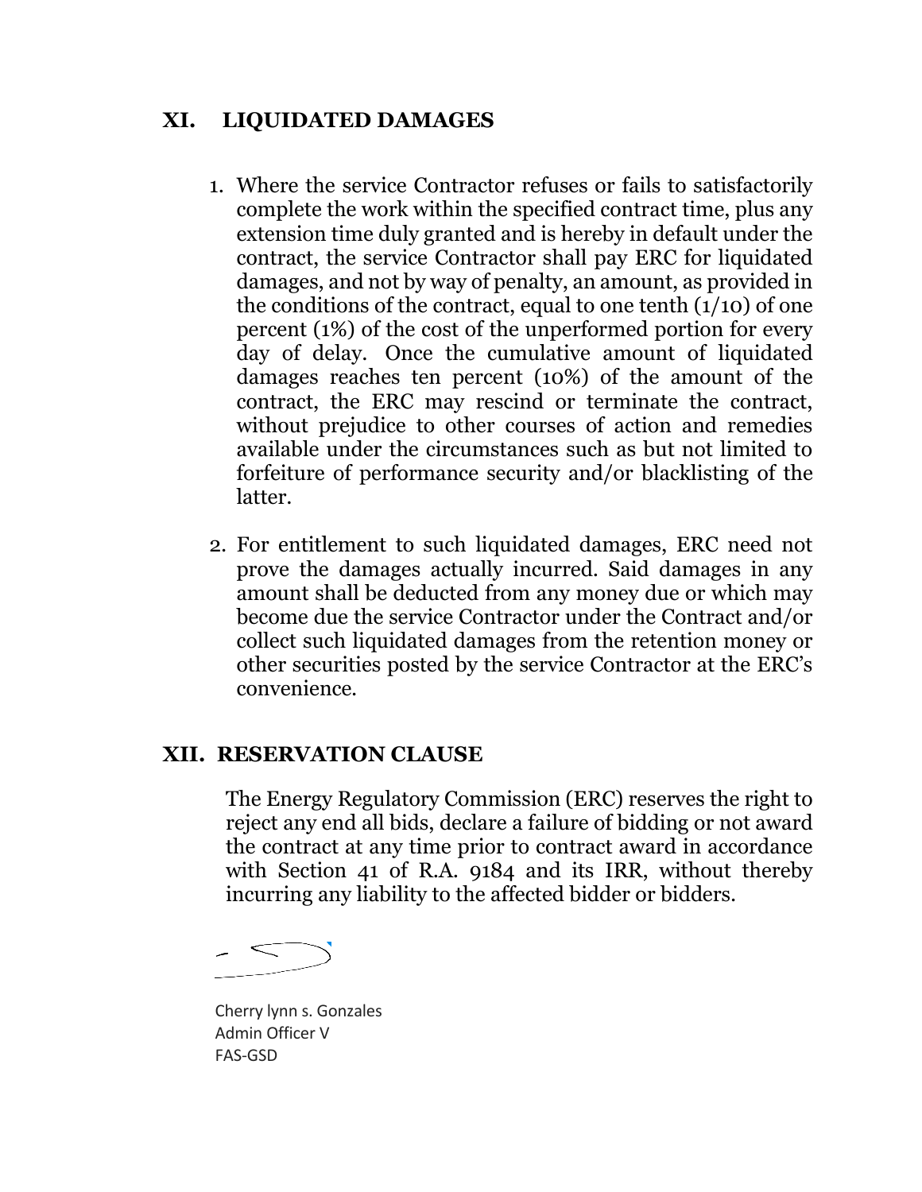## XI. LIQUIDATED DAMAGES

1. Where the service Contractor refuses or fails to satisfactorily complete the work within the specified contract time, plus any extension time duly granted and is hereby in default under the contract, the service Contractor shall pay ERC for liquidated damages, and not by way of penalty, an amount, as provided in the conditions of the contract, equal to one tenth (1/10) of one percent (1%) of the cost of the unperformed portion for every day of delay. Once the cumulative amount of liquidated damages reaches ten percent (10%) of the amount of the contract, the ERC may rescind or terminate the contract, without prejudice to other courses of action and remedies available under the circumstances such as but not limited to forfeiture of performance security and/or blacklisting of the latter.

2. For entitlement to such liquidated damages, ERC need not prove the damages actually incurred. Said damages in any amount shall be deducted from any money due or which may become due the service Contractor under the Contract and/or collect such liquidated damages from the retention money or other securities posted by the service Contractor at the ERC's convenience.

## XII. RESERVATION CLAUSE

The Energy Regulatory Commission (ERC) reserves the right to reject any end all bids, declare a failure of bidding or not award the contract at any time prior to contract award in accordance with Section 41 of R.A. 9184 and its IRR, without thereby incurring any liability to the affected bidder or bidders.

Cherry lynn s. Gonzales
Admin Officer V
FAS-GSD